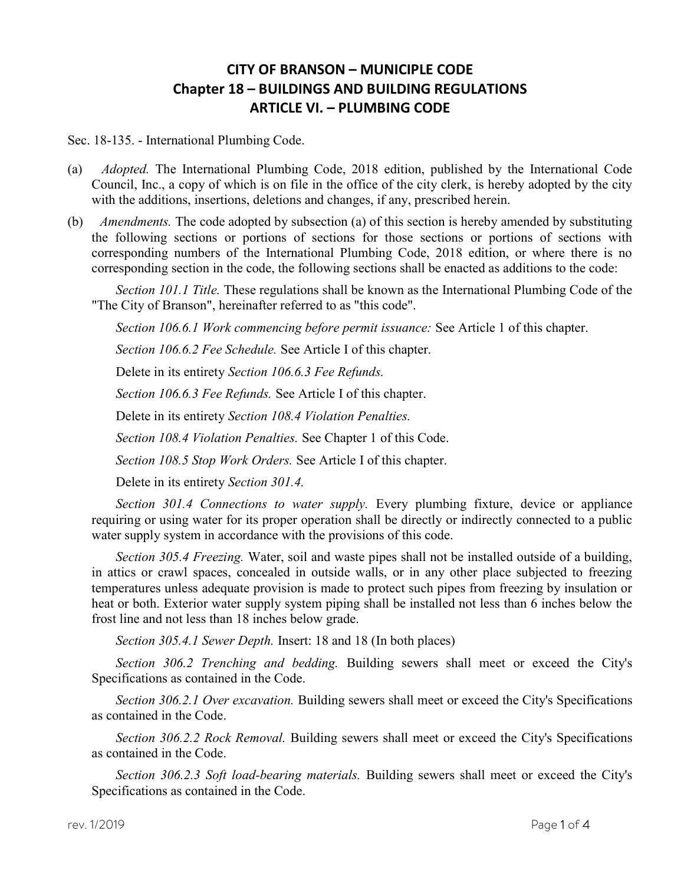# CITY OF BRANSON – MUNICIPLE CODE
## Chapter 18 – BUILDINGS AND BUILDING REGULATIONS
## ARTICLE VI. – PLUMBING CODE

Sec. 18-135. - International Plumbing Code.

(a) *Adopted.* The International Plumbing Code, 2018 edition, published by the International Code Council, Inc., a copy of which is on file in the office of the city clerk, is hereby adopted by the city with the additions, insertions, deletions and changes, if any, prescribed herein.

(b) *Amendments.* The code adopted by subsection (a) of this section is hereby amended by substituting the following sections or portions of sections for those sections or portions of sections with corresponding numbers of the International Plumbing Code, 2018 edition, or where there is no corresponding section in the code, the following sections shall be enacted as additions to the code:

*Section 101.1 Title.* These regulations shall be known as the International Plumbing Code of the "The City of Branson", hereinafter referred to as "this code".

*Section 106.6.1 Work commencing before permit issuance:* See Article 1 of this chapter.

*Section 106.6.2 Fee Schedule.* See Article I of this chapter.

Delete in its entirety *Section 106.6.3 Fee Refunds.*

*Section 106.6.3 Fee Refunds.* See Article I of this chapter.

Delete in its entirety *Section 108.4 Violation Penalties.*

*Section 108.4 Violation Penalties.* See Chapter 1 of this Code.

*Section 108.5 Stop Work Orders.* See Article I of this chapter.

Delete in its entirety *Section 301.4.*

*Section 301.4 Connections to water supply.* Every plumbing fixture, device or appliance requiring or using water for its proper operation shall be directly or indirectly connected to a public water supply system in accordance with the provisions of this code.

*Section 305.4 Freezing.* Water, soil and waste pipes shall not be installed outside of a building, in attics or crawl spaces, concealed in outside walls, or in any other place subjected to freezing temperatures unless adequate provision is made to protect such pipes from freezing by insulation or heat or both. Exterior water supply system piping shall be installed not less than 6 inches below the frost line and not less than 18 inches below grade.

*Section 305.4.1 Sewer Depth.* Insert: 18 and 18 (In both places)

*Section 306.2 Trenching and bedding.* Building sewers shall meet or exceed the City's Specifications as contained in the Code.

*Section 306.2.1 Over excavation.* Building sewers shall meet or exceed the City's Specifications as contained in the Code.

*Section 306.2.2 Rock Removal.* Building sewers shall meet or exceed the City's Specifications as contained in the Code.

*Section 306.2.3 Soft load-bearing materials.* Building sewers shall meet or exceed the City's Specifications as contained in the Code.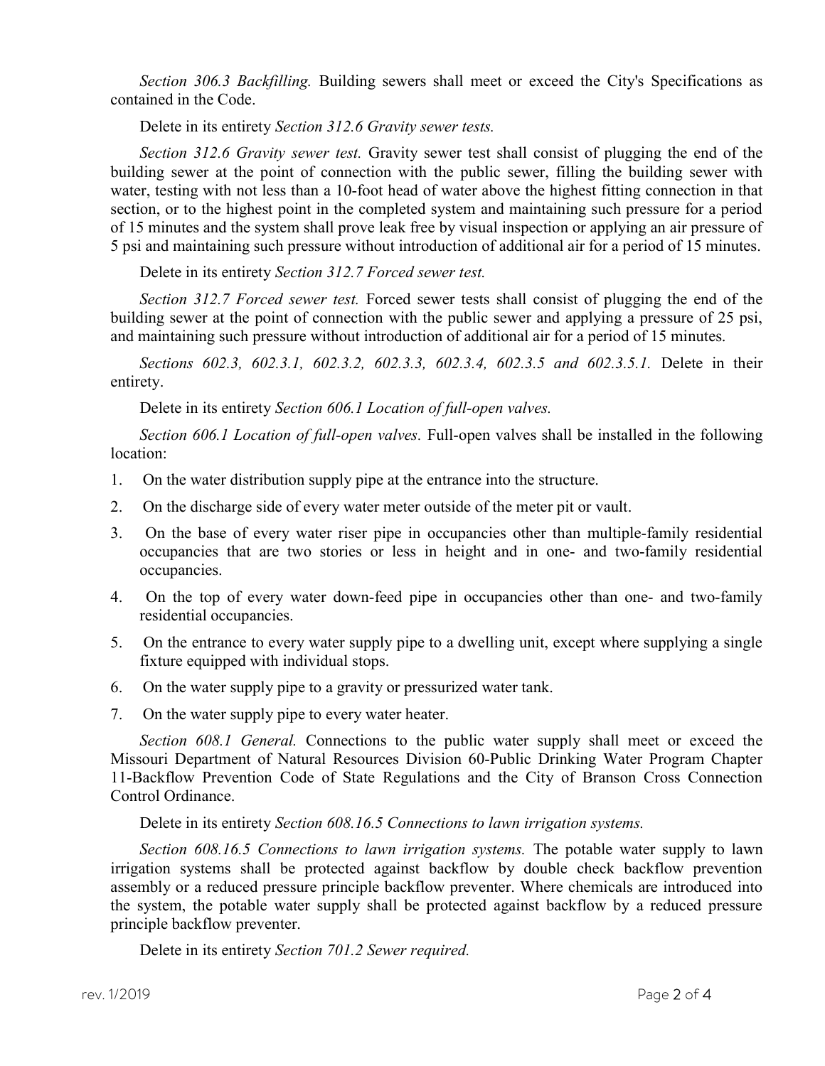*Section 306.3 Backfilling.* Building sewers shall meet or exceed the City's Specifications as contained in the Code.

Delete in its entirety *Section 312.6 Gravity sewer tests.*

*Section 312.6 Gravity sewer test.* Gravity sewer test shall consist of plugging the end of the building sewer at the point of connection with the public sewer, filling the building sewer with water, testing with not less than a 10-foot head of water above the highest fitting connection in that section, or to the highest point in the completed system and maintaining such pressure for a period of 15 minutes and the system shall prove leak free by visual inspection or applying an air pressure of 5 psi and maintaining such pressure without introduction of additional air for a period of 15 minutes.

Delete in its entirety *Section 312.7 Forced sewer test.*

*Section 312.7 Forced sewer test.* Forced sewer tests shall consist of plugging the end of the building sewer at the point of connection with the public sewer and applying a pressure of 25 psi, and maintaining such pressure without introduction of additional air for a period of 15 minutes.

*Sections 602.3, 602.3.1, 602.3.2, 602.3.3, 602.3.4, 602.3.5 and 602.3.5.1.* Delete in their entirety.

Delete in its entirety *Section 606.1 Location of full-open valves.*

*Section 606.1 Location of full-open valves.* Full-open valves shall be installed in the following location:

1. On the water distribution supply pipe at the entrance into the structure.
2. On the discharge side of every water meter outside of the meter pit or vault.
3. On the base of every water riser pipe in occupancies other than multiple-family residential occupancies that are two stories or less in height and in one- and two-family residential occupancies.
4. On the top of every water down-feed pipe in occupancies other than one- and two-family residential occupancies.
5. On the entrance to every water supply pipe to a dwelling unit, except where supplying a single fixture equipped with individual stops.
6. On the water supply pipe to a gravity or pressurized water tank.
7. On the water supply pipe to every water heater.

*Section 608.1 General.* Connections to the public water supply shall meet or exceed the Missouri Department of Natural Resources Division 60-Public Drinking Water Program Chapter 11-Backflow Prevention Code of State Regulations and the City of Branson Cross Connection Control Ordinance.

Delete in its entirety *Section 608.16.5 Connections to lawn irrigation systems.*

*Section 608.16.5 Connections to lawn irrigation systems.* The potable water supply to lawn irrigation systems shall be protected against backflow by double check backflow prevention assembly or a reduced pressure principle backflow preventer. Where chemicals are introduced into the system, the potable water supply shall be protected against backflow by a reduced pressure principle backflow preventer.

Delete in its entirety *Section 701.2 Sewer required.*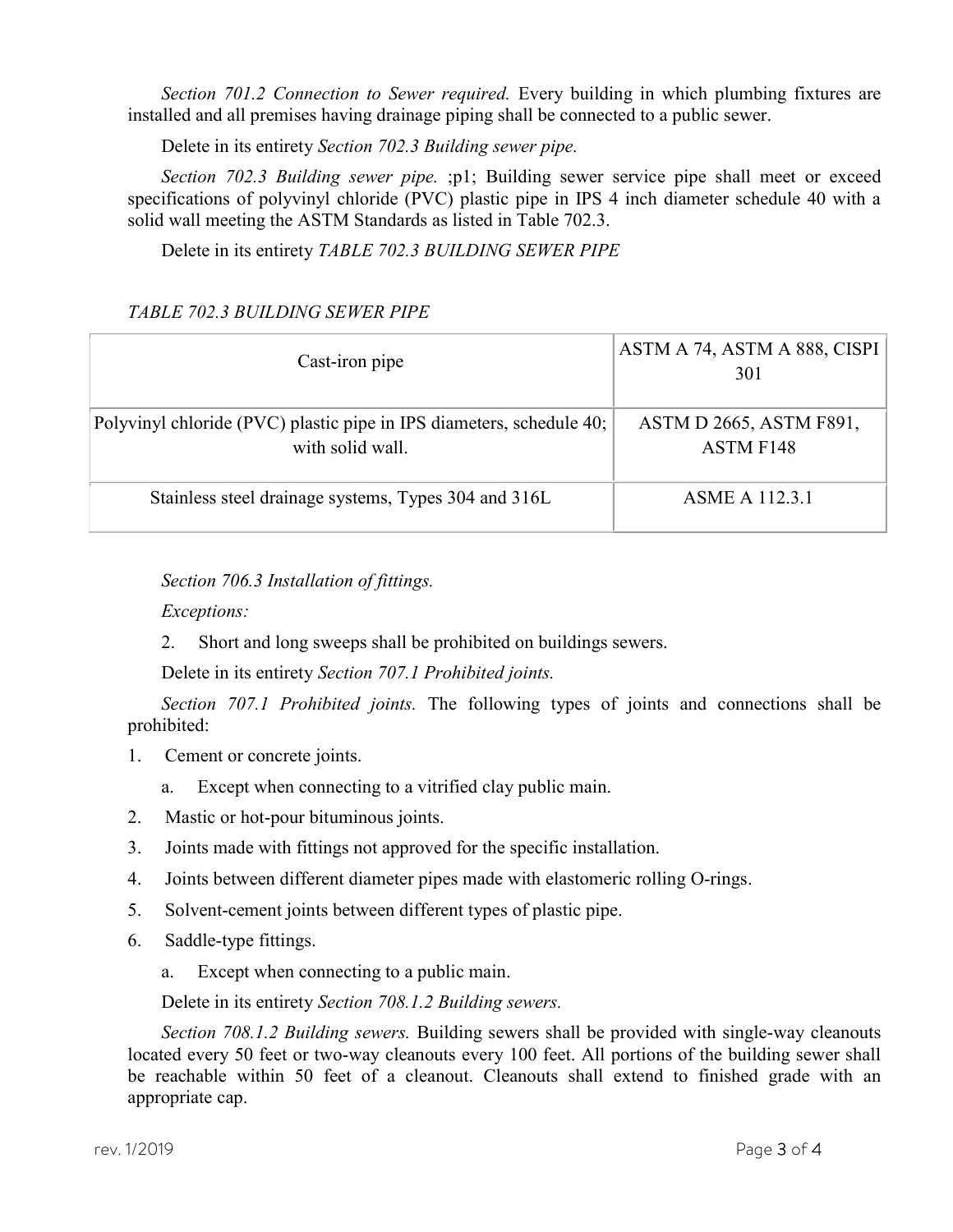*Section 701.2 Connection to Sewer required.* Every building in which plumbing fixtures are installed and all premises having drainage piping shall be connected to a public sewer.

Delete in its entirety *Section 702.3 Building sewer pipe.*

*Section 702.3 Building sewer pipe.* ;p1; Building sewer service pipe shall meet or exceed specifications of polyvinyl chloride (PVC) plastic pipe in IPS 4 inch diameter schedule 40 with a solid wall meeting the ASTM Standards as listed in Table 702.3.

Delete in its entirety *TABLE 702.3 BUILDING SEWER PIPE*

*TABLE 702.3 BUILDING SEWER PIPE*

| | |
|---|---|
| Cast-iron pipe | ASTM A 74, ASTM A 888, CISPI 301 |
| Polyvinyl chloride (PVC) plastic pipe in IPS diameters, schedule 40; with solid wall. | ASTM D 2665, ASTM F891, ASTM F148 |
| Stainless steel drainage systems, Types 304 and 316L | ASME A 112.3.1 |

*Section 706.3 Installation of fittings.*

*Exceptions:*

2. Short and long sweeps shall be prohibited on buildings sewers.

Delete in its entirety *Section 707.1 Prohibited joints.*

*Section 707.1 Prohibited joints.* The following types of joints and connections shall be prohibited:

1. Cement or concrete joints.
   a. Except when connecting to a vitrified clay public main.
2. Mastic or hot-pour bituminous joints.
3. Joints made with fittings not approved for the specific installation.
4. Joints between different diameter pipes made with elastomeric rolling O-rings.
5. Solvent-cement joints between different types of plastic pipe.
6. Saddle-type fittings.
   a. Except when connecting to a public main.

Delete in its entirety *Section 708.1.2 Building sewers.*

*Section 708.1.2 Building sewers.* Building sewers shall be provided with single-way cleanouts located every 50 feet or two-way cleanouts every 100 feet. All portions of the building sewer shall be reachable within 50 feet of a cleanout. Cleanouts shall extend to finished grade with an appropriate cap.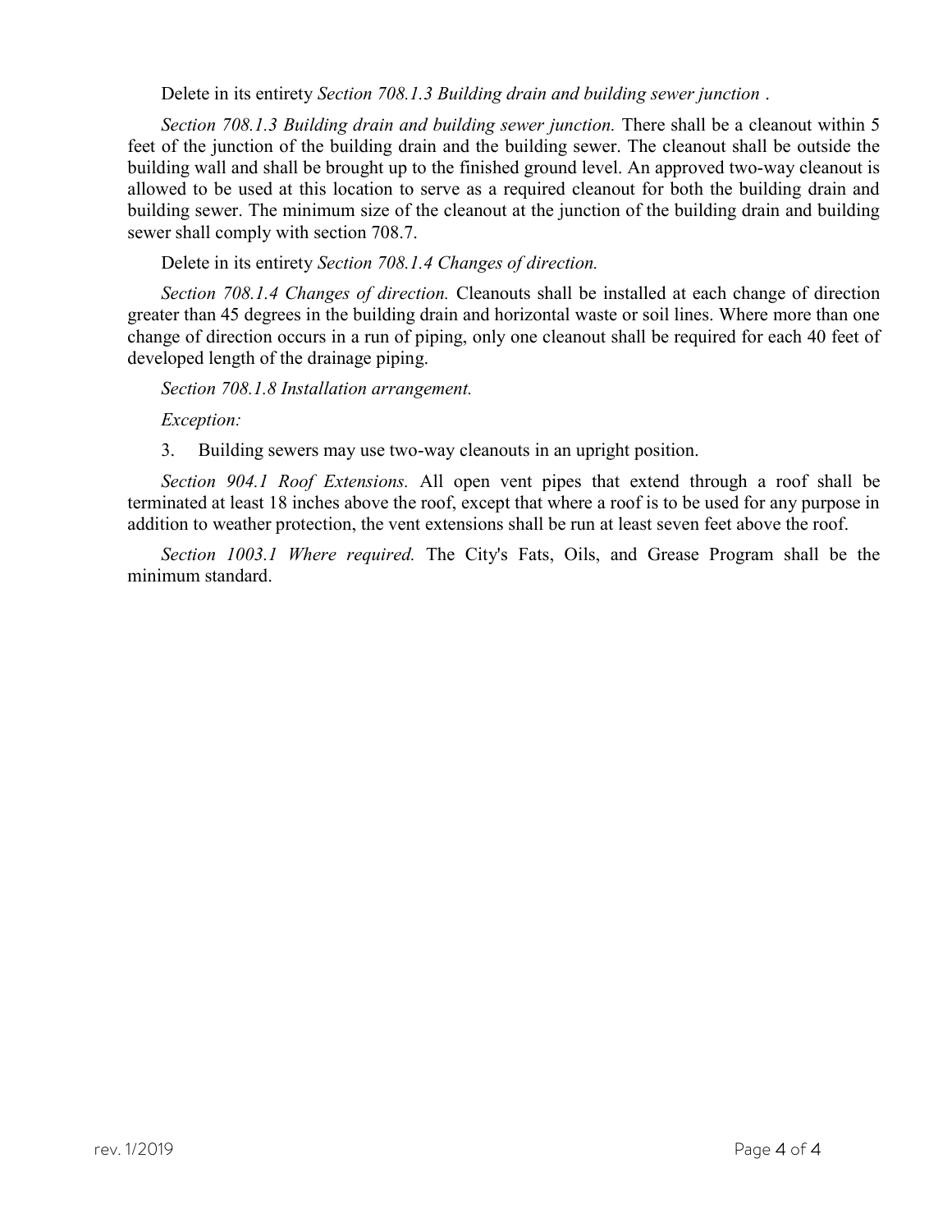Delete in its entirety *Section 708.1.3 Building drain and building sewer junction* .

*Section 708.1.3 Building drain and building sewer junction.* There shall be a cleanout within 5 feet of the junction of the building drain and the building sewer. The cleanout shall be outside the building wall and shall be brought up to the finished ground level. An approved two-way cleanout is allowed to be used at this location to serve as a required cleanout for both the building drain and building sewer. The minimum size of the cleanout at the junction of the building drain and building sewer shall comply with section 708.7.

Delete in its entirety *Section 708.1.4 Changes of direction.*

*Section 708.1.4 Changes of direction.* Cleanouts shall be installed at each change of direction greater than 45 degrees in the building drain and horizontal waste or soil lines. Where more than one change of direction occurs in a run of piping, only one cleanout shall be required for each 40 feet of developed length of the drainage piping.

*Section 708.1.8 Installation arrangement.*

*Exception:*

3. Building sewers may use two-way cleanouts in an upright position.

*Section 904.1 Roof Extensions.* All open vent pipes that extend through a roof shall be terminated at least 18 inches above the roof, except that where a roof is to be used for any purpose in addition to weather protection, the vent extensions shall be run at least seven feet above the roof.

*Section 1003.1 Where required.* The City's Fats, Oils, and Grease Program shall be the minimum standard.

rev. 1/2019